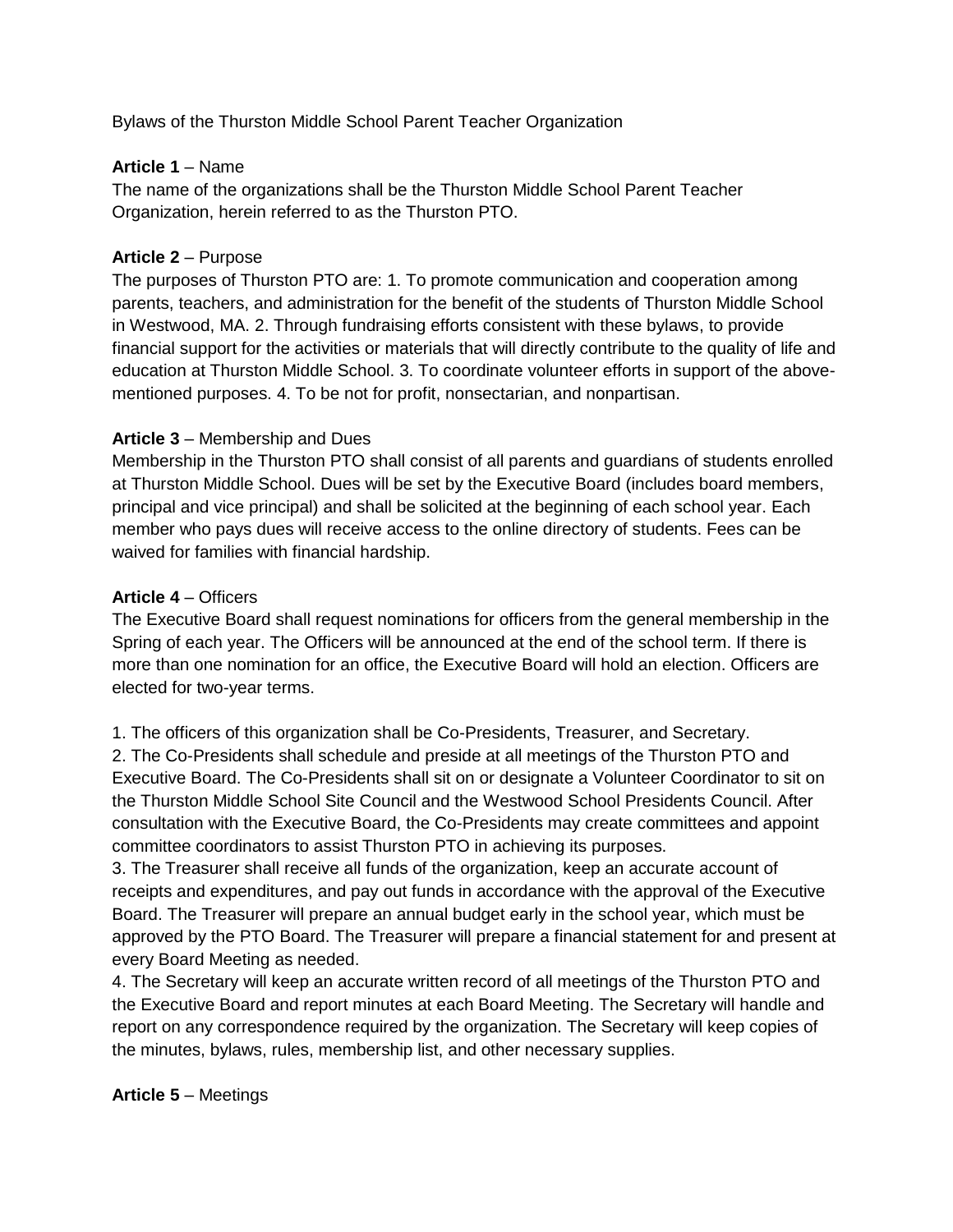Bylaws of the Thurston Middle School Parent Teacher Organization

**Article 1** – Name

The name of the organizations shall be the Thurston Middle School Parent Teacher Organization, herein referred to as the Thurston PTO.

**Article 2** – Purpose

The purposes of Thurston PTO are: 1. To promote communication and cooperation among parents, teachers, and administration for the benefit of the students of Thurston Middle School in Westwood, MA. 2. Through fundraising efforts consistent with these bylaws, to provide financial support for the activities or materials that will directly contribute to the quality of life and education at Thurston Middle School. 3. To coordinate volunteer efforts in support of the above-mentioned purposes. 4. To be not for profit, nonsectarian, and nonpartisan.

**Article 3** – Membership and Dues

Membership in the Thurston PTO shall consist of all parents and guardians of students enrolled at Thurston Middle School. Dues will be set by the Executive Board (includes board members, principal and vice principal) and shall be solicited at the beginning of each school year. Each member who pays dues will receive access to the online directory of students. Fees can be waived for families with financial hardship.

**Article 4** – Officers

The Executive Board shall request nominations for officers from the general membership in the Spring of each year. The Officers will be announced at the end of the school term. If there is more than one nomination for an office, the Executive Board will hold an election. Officers are elected for two-year terms.

1. The officers of this organization shall be Co-Presidents, Treasurer, and Secretary.
2. The Co-Presidents shall schedule and preside at all meetings of the Thurston PTO and Executive Board. The Co-Presidents shall sit on or designate a Volunteer Coordinator to sit on the Thurston Middle School Site Council and the Westwood School Presidents Council. After consultation with the Executive Board, the Co-Presidents may create committees and appoint committee coordinators to assist Thurston PTO in achieving its purposes.
3. The Treasurer shall receive all funds of the organization, keep an accurate account of receipts and expenditures, and pay out funds in accordance with the approval of the Executive Board. The Treasurer will prepare an annual budget early in the school year, which must be approved by the PTO Board. The Treasurer will prepare a financial statement for and present at every Board Meeting as needed.
4. The Secretary will keep an accurate written record of all meetings of the Thurston PTO and the Executive Board and report minutes at each Board Meeting. The Secretary will handle and report on any correspondence required by the organization. The Secretary will keep copies of the minutes, bylaws, rules, membership list, and other necessary supplies.

**Article 5** – Meetings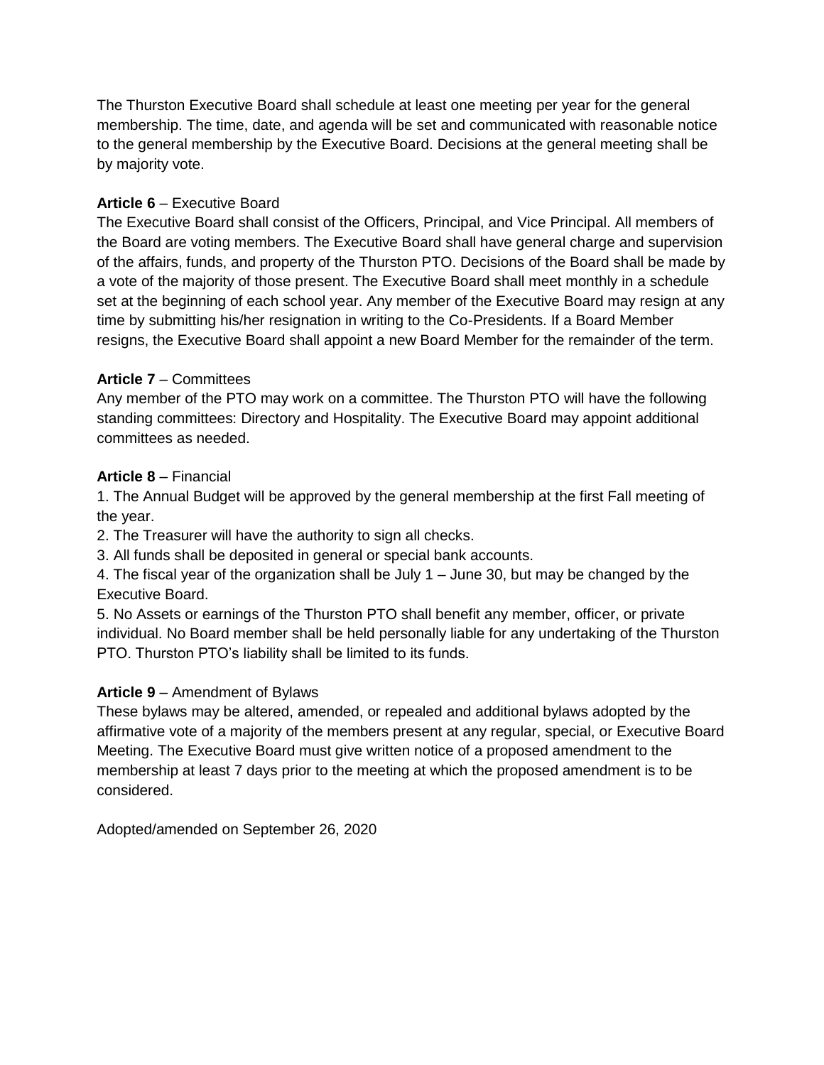The Thurston Executive Board shall schedule at least one meeting per year for the general membership. The time, date, and agenda will be set and communicated with reasonable notice to the general membership by the Executive Board. Decisions at the general meeting shall be by majority vote.

**Article 6** – Executive Board

The Executive Board shall consist of the Officers, Principal, and Vice Principal. All members of the Board are voting members. The Executive Board shall have general charge and supervision of the affairs, funds, and property of the Thurston PTO. Decisions of the Board shall be made by a vote of the majority of those present. The Executive Board shall meet monthly in a schedule set at the beginning of each school year. Any member of the Executive Board may resign at any time by submitting his/her resignation in writing to the Co-Presidents. If a Board Member resigns, the Executive Board shall appoint a new Board Member for the remainder of the term.

**Article 7** – Committees

Any member of the PTO may work on a committee. The Thurston PTO will have the following standing committees: Directory and Hospitality. The Executive Board may appoint additional committees as needed.

**Article 8** – Financial

1. The Annual Budget will be approved by the general membership at the first Fall meeting of the year.
2. The Treasurer will have the authority to sign all checks.
3. All funds shall be deposited in general or special bank accounts.
4. The fiscal year of the organization shall be July 1 – June 30, but may be changed by the Executive Board.
5. No Assets or earnings of the Thurston PTO shall benefit any member, officer, or private individual. No Board member shall be held personally liable for any undertaking of the Thurston PTO. Thurston PTO's liability shall be limited to its funds.

**Article 9** – Amendment of Bylaws

These bylaws may be altered, amended, or repealed and additional bylaws adopted by the affirmative vote of a majority of the members present at any regular, special, or Executive Board Meeting. The Executive Board must give written notice of a proposed amendment to the membership at least 7 days prior to the meeting at which the proposed amendment is to be considered.

Adopted/amended on September 26, 2020